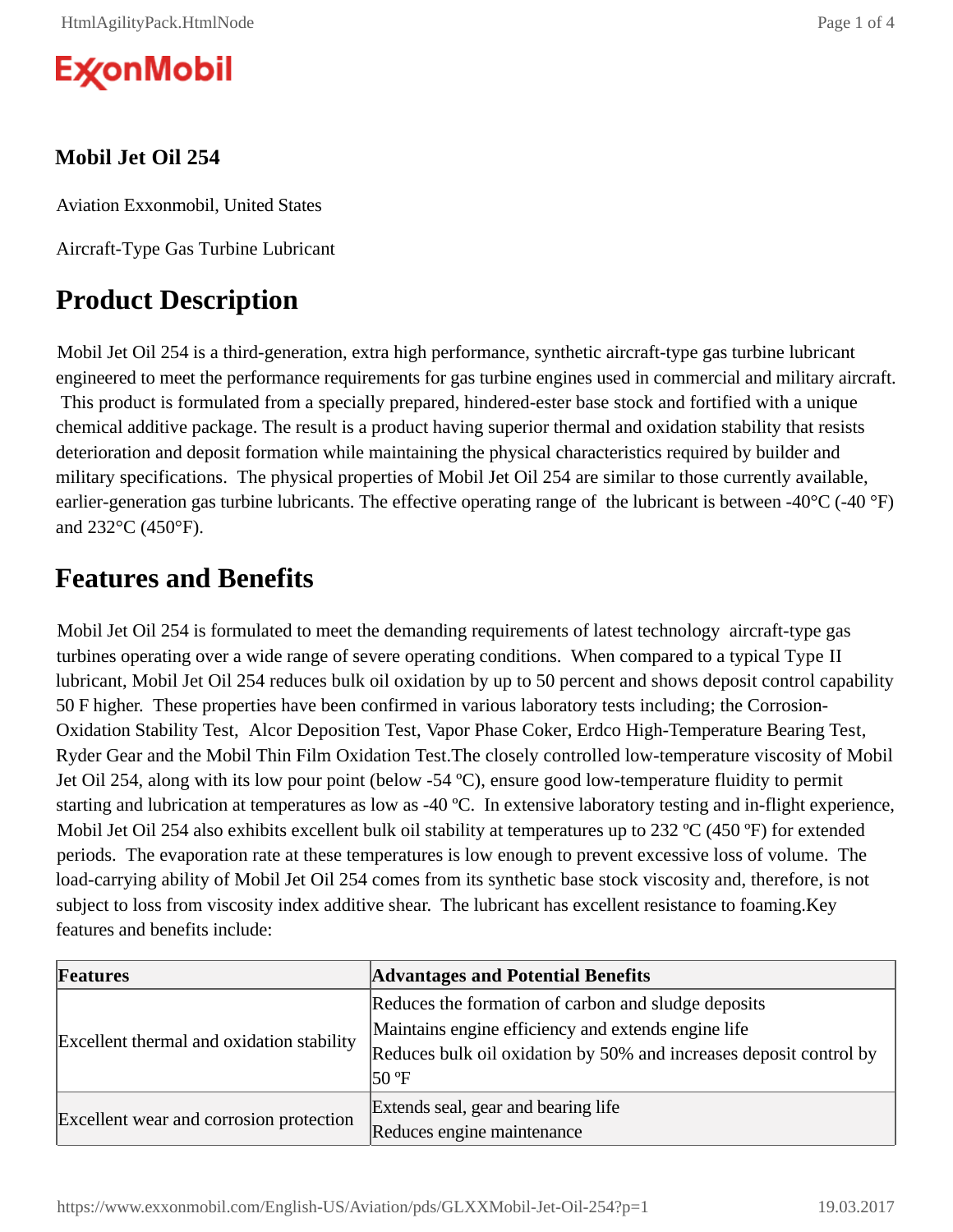**Mobil Jet Oil 254**

Aviation Exxonmobil, United States

Aircraft-Type Gas Turbine Lubricant

# Product Description

Mobil Jet Oil 254 is a third-generation, extra high performance, synthetic aircraft-type gas turbine lubricant engineered to meet the performance requirements for gas turbine engines used in commercial and military aircraft. This product is formulated from a specially prepared, hindered-ester base stock and fortified with a unique chemical additive package. The result is a product having superior thermal and oxidation stability that resists deterioration and deposit formation while maintaining the physical characteristics required by builder and military specifications. The physical properties of Mobil Jet Oil 254 are similar to those currently available, earlier-generation gas turbine lubricants. The effective operating range of the lubricant is between -40°C (-40 °F) and 232°C (450°F).

# Features and Benefits

Mobil Jet Oil 254 is formulated to meet the demanding requirements of latest technology aircraft-type gas turbines operating over a wide range of severe operating conditions. When compared to a typical Type II lubricant, Mobil Jet Oil 254 reduces bulk oil oxidation by up to 50 percent and shows deposit control capability 50 F higher. These properties have been confirmed in various laboratory tests including; the Corrosion-Oxidation Stability Test, Alcor Deposition Test, Vapor Phase Coker, Erdco High-Temperature Bearing Test, Ryder Gear and the Mobil Thin Film Oxidation Test.The closely controlled low-temperature viscosity of Mobil Jet Oil 254, along with its low pour point (below -54 ºC), ensure good low-temperature fluidity to permit starting and lubrication at temperatures as low as -40 ºC. In extensive laboratory testing and in-flight experience, Mobil Jet Oil 254 also exhibits excellent bulk oil stability at temperatures up to 232 ºC (450 ºF) for extended periods. The evaporation rate at these temperatures is low enough to prevent excessive loss of volume. The load-carrying ability of Mobil Jet Oil 254 comes from its synthetic base stock viscosity and, therefore, is not subject to loss from viscosity index additive shear. The lubricant has excellent resistance to foaming.Key features and benefits include:

| Features | Advantages and Potential Benefits |
|---|---|
| Excellent thermal and oxidation stability | Reduces the formation of carbon and sludge deposits<br>Maintains engine efficiency and extends engine life<br>Reduces bulk oil oxidation by 50% and increases deposit control by 50 ºF |
| Excellent wear and corrosion protection | Extends seal, gear and bearing life<br>Reduces engine maintenance |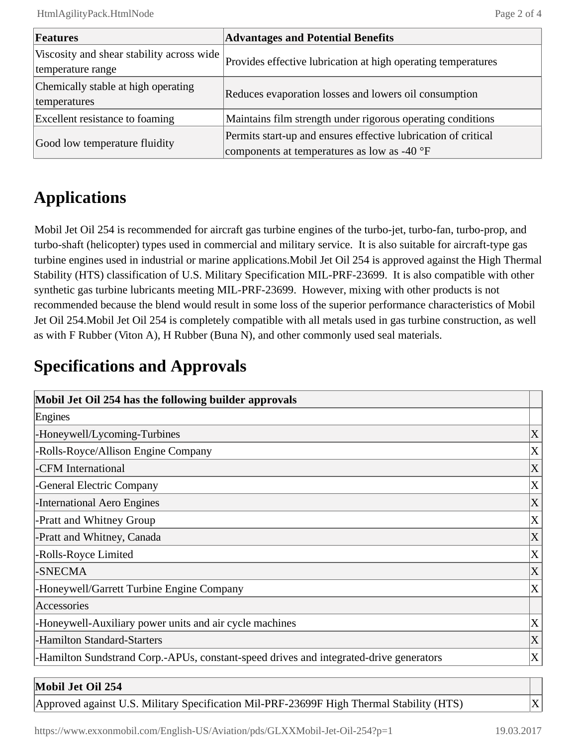| Features | Advantages and Potential Benefits |
|---|---|
| Viscosity and shear stability across wide temperature range | Provides effective lubrication at high operating temperatures |
| Chemically stable at high operating temperatures | Reduces evaporation losses and lowers oil consumption |
| Excellent resistance to foaming | Maintains film strength under rigorous operating conditions |
| Good low temperature fluidity | Permits start-up and ensures effective lubrication of critical components at temperatures as low as -40 °F |

## Applications

Mobil Jet Oil 254 is recommended for aircraft gas turbine engines of the turbo-jet, turbo-fan, turbo-prop, and turbo-shaft (helicopter) types used in commercial and military service.  It is also suitable for aircraft-type gas turbine engines used in industrial or marine applications.Mobil Jet Oil 254 is approved against the High Thermal Stability (HTS) classification of U.S. Military Specification MIL-PRF-23699.  It is also compatible with other synthetic gas turbine lubricants meeting MIL-PRF-23699.  However, mixing with other products is not recommended because the blend would result in some loss of the superior performance characteristics of Mobil Jet Oil 254.Mobil Jet Oil 254 is completely compatible with all metals used in gas turbine construction, as well as with F Rubber (Viton A), H Rubber (Buna N), and other commonly used seal materials.

## Specifications and Approvals

| Mobil Jet Oil 254 has the following builder approvals | |
|---|---|
| Engines | |
| -Honeywell/Lycoming-Turbines | X |
| -Rolls-Royce/Allison Engine Company | X |
| -CFM International | X |
| -General Electric Company | X |
| -International Aero Engines | X |
| -Pratt and Whitney Group | X |
| -Pratt and Whitney, Canada | X |
| -Rolls-Royce Limited | X |
| -SNECMA | X |
| -Honeywell/Garrett Turbine Engine Company | X |
| Accessories | |
| -Honeywell-Auxiliary power units and air cycle machines | X |
| -Hamilton Standard-Starters | X |
| -Hamilton Sundstrand Corp.-APUs, constant-speed drives and integrated-drive generators | X |

| Mobil Jet Oil 254 | |
|---|---|
| Approved against U.S. Military Specification Mil-PRF-23699F High Thermal Stability (HTS) | X |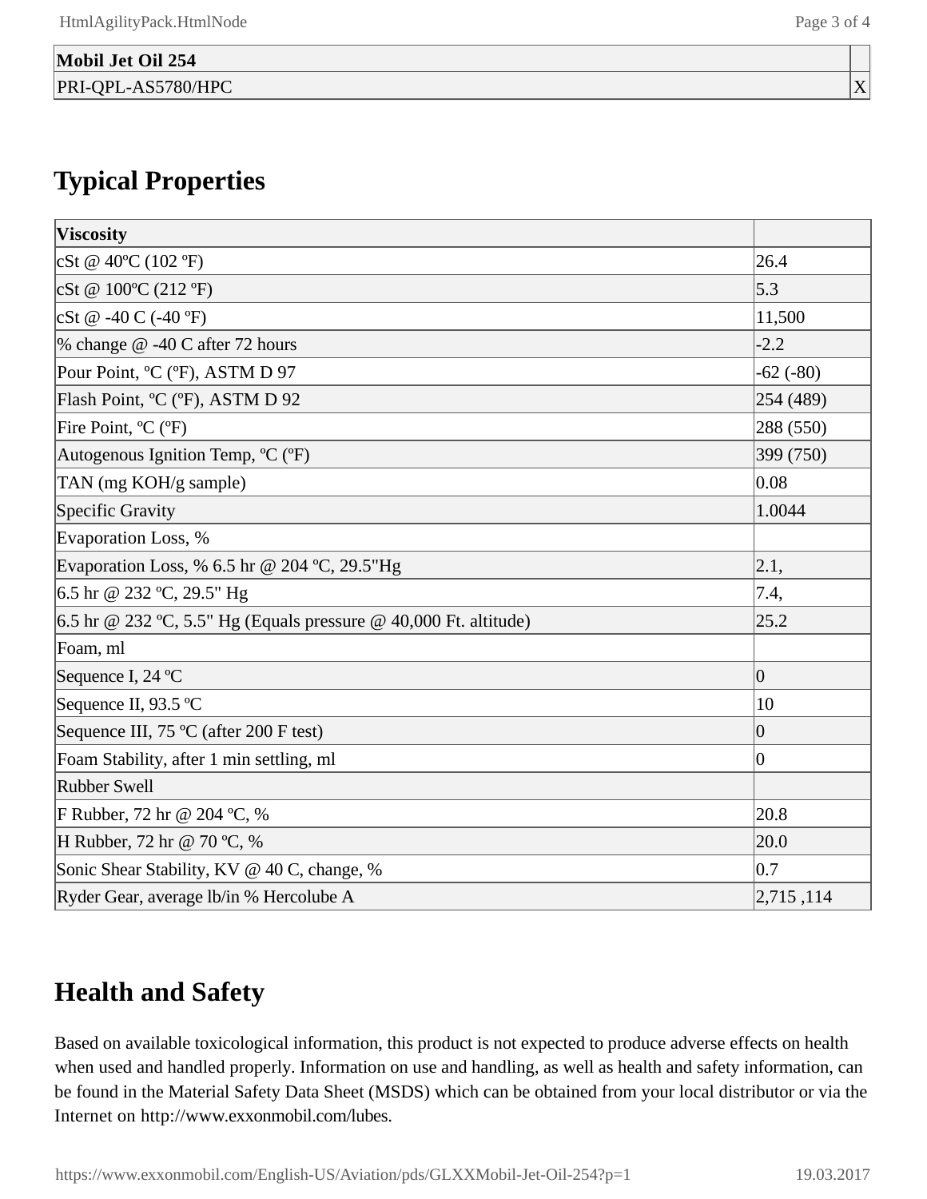| Mobil Jet Oil 254 | |
|---|---|
| PRI-QPL-AS5780/HPC | X |

## Typical Properties

| Viscosity | |
|---|---|
| cSt @ 40ºC (102 ºF) | 26.4 |
| cSt @ 100ºC (212 ºF) | 5.3 |
| cSt @ -40 C (-40 ºF) | 11,500 |
| % change @ -40 C after 72 hours | -2.2 |
| Pour Point, ºC (ºF), ASTM D 97 | -62 (-80) |
| Flash Point, ºC (ºF), ASTM D 92 | 254 (489) |
| Fire Point, ºC (ºF) | 288 (550) |
| Autogenous Ignition Temp, ºC (ºF) | 399 (750) |
| TAN (mg KOH/g sample) | 0.08 |
| Specific Gravity | 1.0044 |
| Evaporation Loss, % | |
| Evaporation Loss, % 6.5 hr @ 204 ºC, 29.5"Hg | 2.1, |
| 6.5 hr @ 232 ºC, 29.5" Hg | 7.4, |
| 6.5 hr @ 232 ºC, 5.5" Hg (Equals pressure @ 40,000 Ft. altitude) | 25.2 |
| Foam, ml | |
| Sequence I, 24 ºC | 0 |
| Sequence II, 93.5 ºC | 10 |
| Sequence III, 75 ºC (after 200 F test) | 0 |
| Foam Stability, after 1 min settling, ml | 0 |
| Rubber Swell | |
| F Rubber, 72 hr @ 204 ºC, % | 20.8 |
| H Rubber, 72 hr @ 70 ºC, % | 20.0 |
| Sonic Shear Stability, KV @ 40 C, change, % | 0.7 |
| Ryder Gear, average lb/in % Hercolube A | 2,715 ,114 |

## Health and Safety

Based on available toxicological information, this product is not expected to produce adverse effects on health when used and handled properly. Information on use and handling, as well as health and safety information, can be found in the Material Safety Data Sheet (MSDS) which can be obtained from your local distributor or via the Internet on http://www.exxonmobil.com/lubes.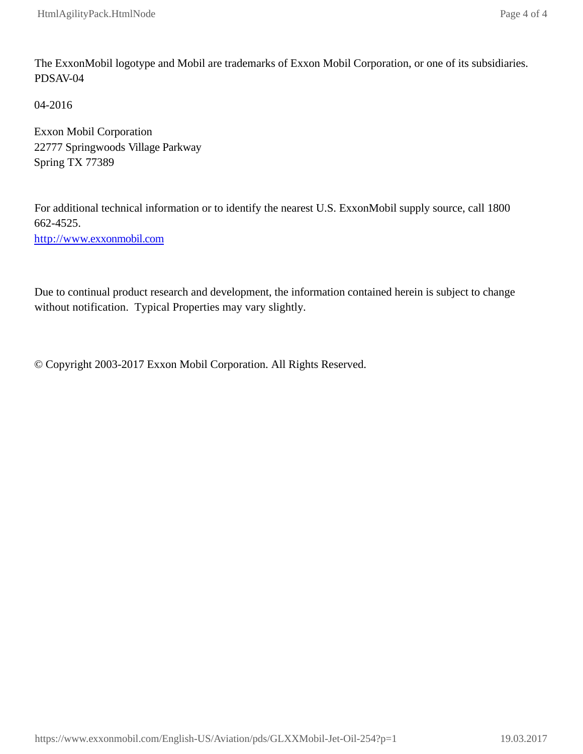The ExxonMobil logotype and Mobil are trademarks of Exxon Mobil Corporation, or one of its subsidiaries.
PDSAV-04

04-2016

Exxon Mobil Corporation
22777 Springwoods Village Parkway
Spring TX 77389

For additional technical information or to identify the nearest U.S. ExxonMobil supply source, call 1800 662-4525.
http://www.exxonmobil.com

Due to continual product research and development, the information contained herein is subject to change without notification. Typical Properties may vary slightly.

© Copyright 2003-2017 Exxon Mobil Corporation. All Rights Reserved.